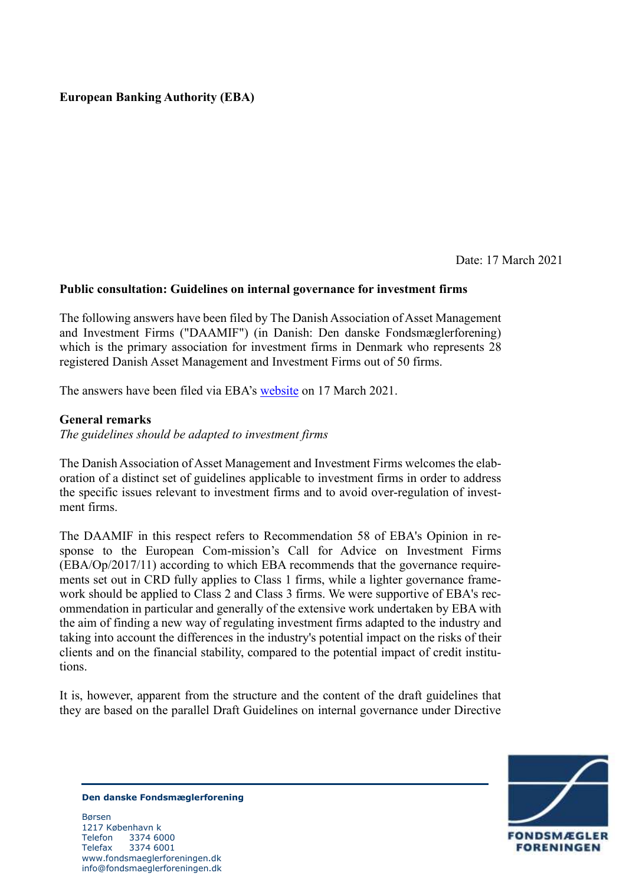**European Banking Authority (EBA)**

Date: 17 March 2021

**Public consultation: Guidelines on internal governance for investment firms**

The following answers have been filed by The Danish Association of Asset Management and Investment Firms ("DAAMIF") (in Danish: Den danske Fondsmæglerforening) which is the primary association for investment firms in Denmark who represents 28 registered Danish Asset Management and Investment Firms out of 50 firms.

The answers have been filed via EBA's [website](website) on 17 March 2021.

**General remarks**

*The guidelines should be adapted to investment firms*

The Danish Association of Asset Management and Investment Firms welcomes the elaboration of a distinct set of guidelines applicable to investment firms in order to address the specific issues relevant to investment firms and to avoid over-regulation of investment firms.

The DAAMIF in this respect refers to Recommendation 58 of EBA's Opinion in response to the European Com-mission's Call for Advice on Investment Firms (EBA/Op/2017/11) according to which EBA recommends that the governance requirements set out in CRD fully applies to Class 1 firms, while a lighter governance framework should be applied to Class 2 and Class 3 firms. We were supportive of EBA's recommendation in particular and generally of the extensive work undertaken by EBA with the aim of finding a new way of regulating investment firms adapted to the industry and taking into account the differences in the industry's potential impact on the risks of their clients and on the financial stability, compared to the potential impact of credit institutions.

It is, however, apparent from the structure and the content of the draft guidelines that they are based on the parallel Draft Guidelines on internal governance under Directive

**Den danske Fondsmæglerforening**

Børsen
1217 København k
Telefon 3374 6000
Telefax 3374 6001
www.fondsmaeglerforeningen.dk
info@fondsmaeglerforeningen.dk

FONDSMÆGLER FORENINGEN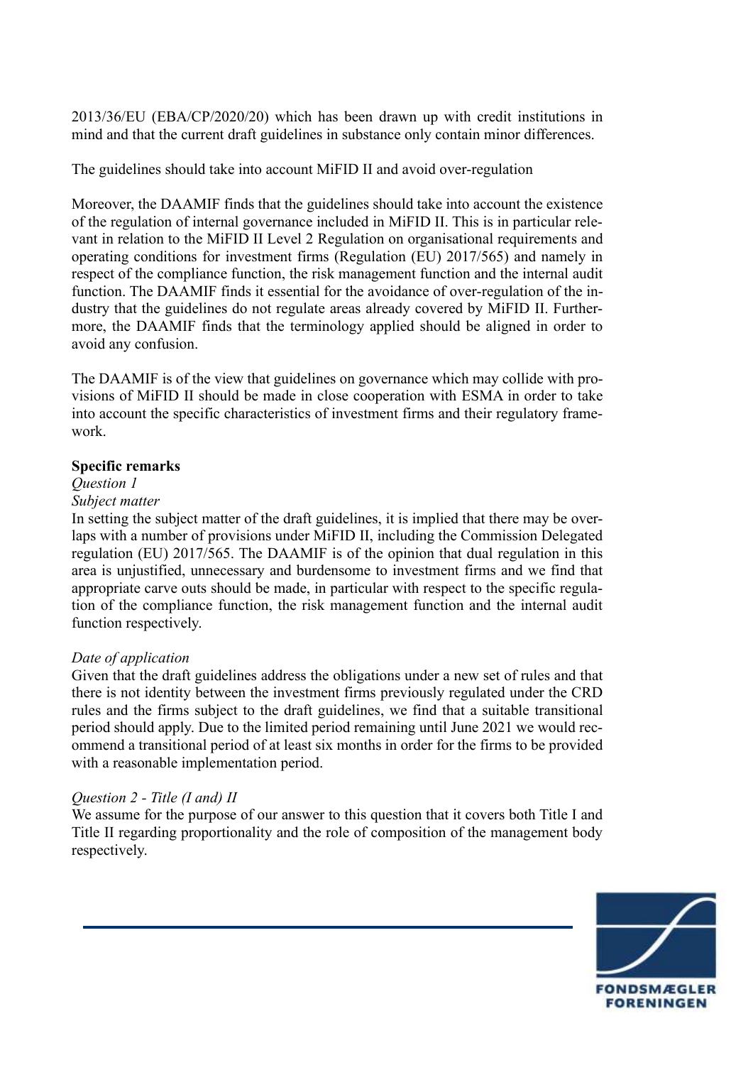2013/36/EU (EBA/CP/2020/20) which has been drawn up with credit institutions in mind and that the current draft guidelines in substance only contain minor differences.

The guidelines should take into account MiFID II and avoid over-regulation

Moreover, the DAAMIF finds that the guidelines should take into account the existence of the regulation of internal governance included in MiFID II. This is in particular relevant in relation to the MiFID II Level 2 Regulation on organisational requirements and operating conditions for investment firms (Regulation (EU) 2017/565) and namely in respect of the compliance function, the risk management function and the internal audit function. The DAAMIF finds it essential for the avoidance of over-regulation of the industry that the guidelines do not regulate areas already covered by MiFID II. Furthermore, the DAAMIF finds that the terminology applied should be aligned in order to avoid any confusion.

The DAAMIF is of the view that guidelines on governance which may collide with provisions of MiFID II should be made in close cooperation with ESMA in order to take into account the specific characteristics of investment firms and their regulatory framework.

**Specific remarks**

*Question 1*

*Subject matter*

In setting the subject matter of the draft guidelines, it is implied that there may be overlaps with a number of provisions under MiFID II, including the Commission Delegated regulation (EU) 2017/565. The DAAMIF is of the opinion that dual regulation in this area is unjustified, unnecessary and burdensome to investment firms and we find that appropriate carve outs should be made, in particular with respect to the specific regulation of the compliance function, the risk management function and the internal audit function respectively.

*Date of application*

Given that the draft guidelines address the obligations under a new set of rules and that there is not identity between the investment firms previously regulated under the CRD rules and the firms subject to the draft guidelines, we find that a suitable transitional period should apply. Due to the limited period remaining until June 2021 we would recommend a transitional period of at least six months in order for the firms to be provided with a reasonable implementation period.

*Question 2 - Title (I and) II*

We assume for the purpose of our answer to this question that it covers both Title I and Title II regarding proportionality and the role of composition of the management body respectively.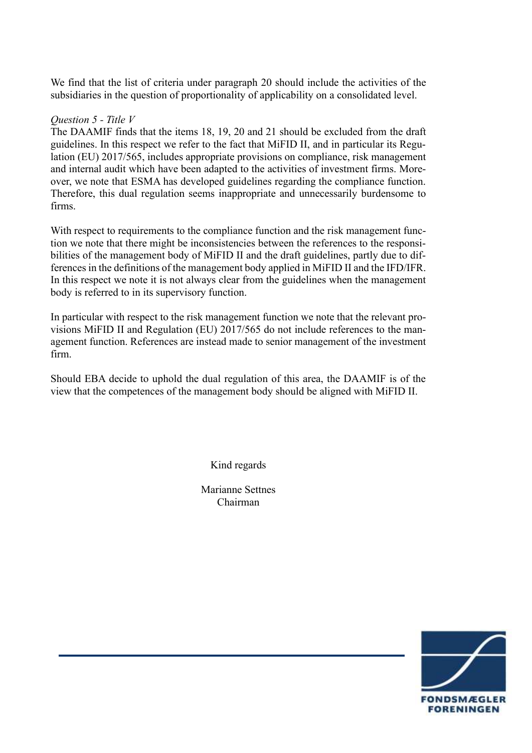We find that the list of criteria under paragraph 20 should include the activities of the subsidiaries in the question of proportionality of applicability on a consolidated level.

*Question 5 - Title V*

The DAAMIF finds that the items 18, 19, 20 and 21 should be excluded from the draft guidelines. In this respect we refer to the fact that MiFID II, and in particular its Regulation (EU) 2017/565, includes appropriate provisions on compliance, risk management and internal audit which have been adapted to the activities of investment firms. Moreover, we note that ESMA has developed guidelines regarding the compliance function. Therefore, this dual regulation seems inappropriate and unnecessarily burdensome to firms.

With respect to requirements to the compliance function and the risk management function we note that there might be inconsistencies between the references to the responsibilities of the management body of MiFID II and the draft guidelines, partly due to differences in the definitions of the management body applied in MiFID II and the IFD/IFR. In this respect we note it is not always clear from the guidelines when the management body is referred to in its supervisory function.

In particular with respect to the risk management function we note that the relevant provisions MiFID II and Regulation (EU) 2017/565 do not include references to the management function. References are instead made to senior management of the investment firm.

Should EBA decide to uphold the dual regulation of this area, the DAAMIF is of the view that the competences of the management body should be aligned with MiFID II.

Kind regards

Marianne Settnes
Chairman

FONDSMÆGLER FORENINGEN